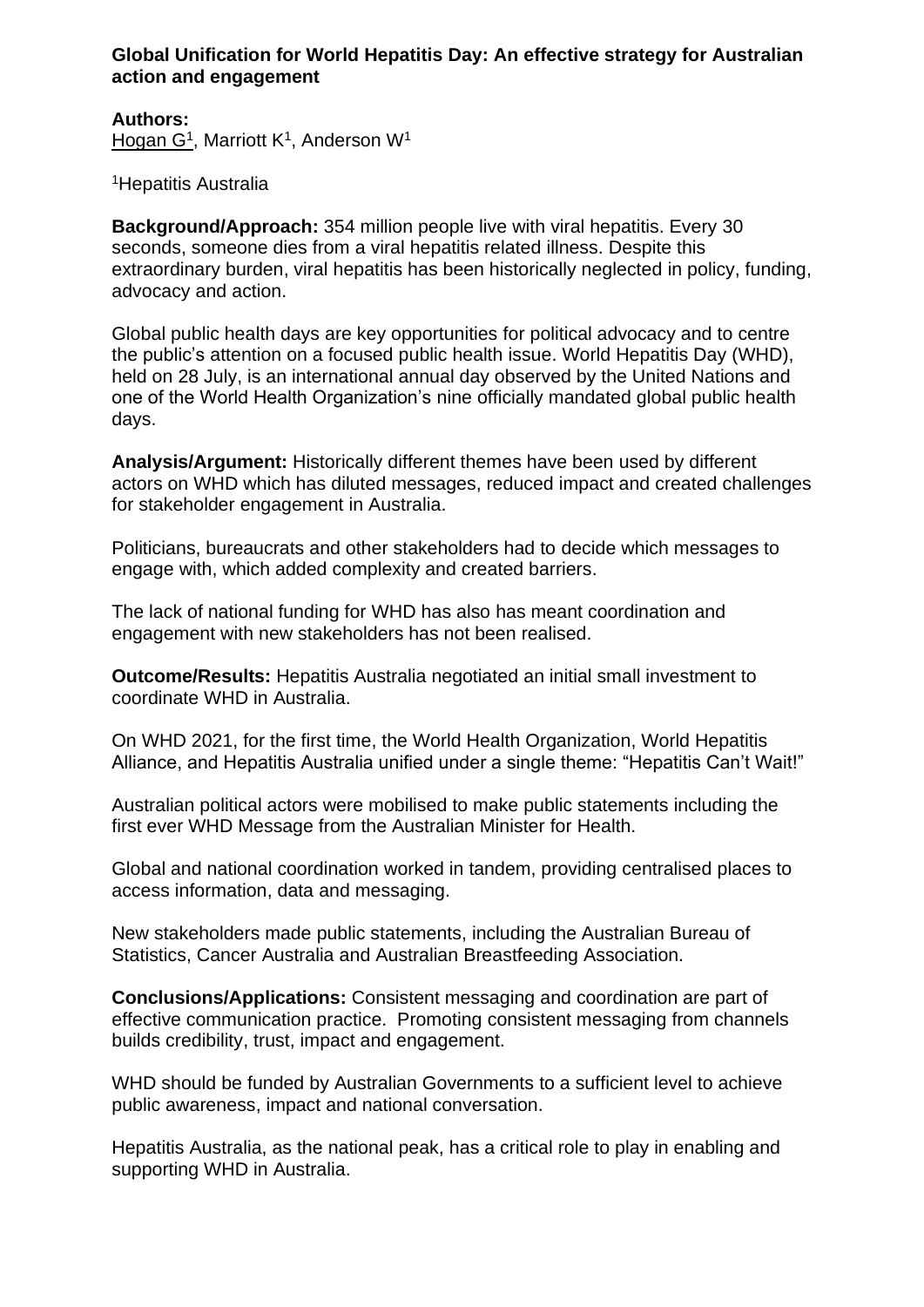# Global Unification for World Hepatitis Day: An effective strategy for Australian action and engagement

**Authors:**
Hogan G[1], Marriott K[1], Anderson W[1]

[1]Hepatitis Australia

**Background/Approach:** 354 million people live with viral hepatitis. Every 30 seconds, someone dies from a viral hepatitis related illness. Despite this extraordinary burden, viral hepatitis has been historically neglected in policy, funding, advocacy and action.

Global public health days are key opportunities for political advocacy and to centre the public's attention on a focused public health issue. World Hepatitis Day (WHD), held on 28 July, is an international annual day observed by the United Nations and one of the World Health Organization's nine officially mandated global public health days.

**Analysis/Argument:** Historically different themes have been used by different actors on WHD which has diluted messages, reduced impact and created challenges for stakeholder engagement in Australia.

Politicians, bureaucrats and other stakeholders had to decide which messages to engage with, which added complexity and created barriers.

The lack of national funding for WHD has also has meant coordination and engagement with new stakeholders has not been realised.

**Outcome/Results:** Hepatitis Australia negotiated an initial small investment to coordinate WHD in Australia.

On WHD 2021, for the first time, the World Health Organization, World Hepatitis Alliance, and Hepatitis Australia unified under a single theme: "Hepatitis Can't Wait!"

Australian political actors were mobilised to make public statements including the first ever WHD Message from the Australian Minister for Health.

Global and national coordination worked in tandem, providing centralised places to access information, data and messaging.

New stakeholders made public statements, including the Australian Bureau of Statistics, Cancer Australia and Australian Breastfeeding Association.

**Conclusions/Applications:** Consistent messaging and coordination are part of effective communication practice. Promoting consistent messaging from channels builds credibility, trust, impact and engagement.

WHD should be funded by Australian Governments to a sufficient level to achieve public awareness, impact and national conversation.

Hepatitis Australia, as the national peak, has a critical role to play in enabling and supporting WHD in Australia.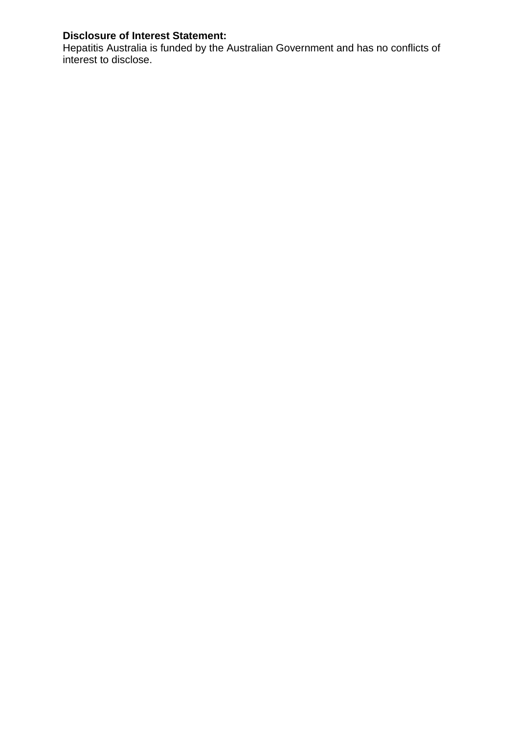**Disclosure of Interest Statement:**
Hepatitis Australia is funded by the Australian Government and has no conflicts of interest to disclose.